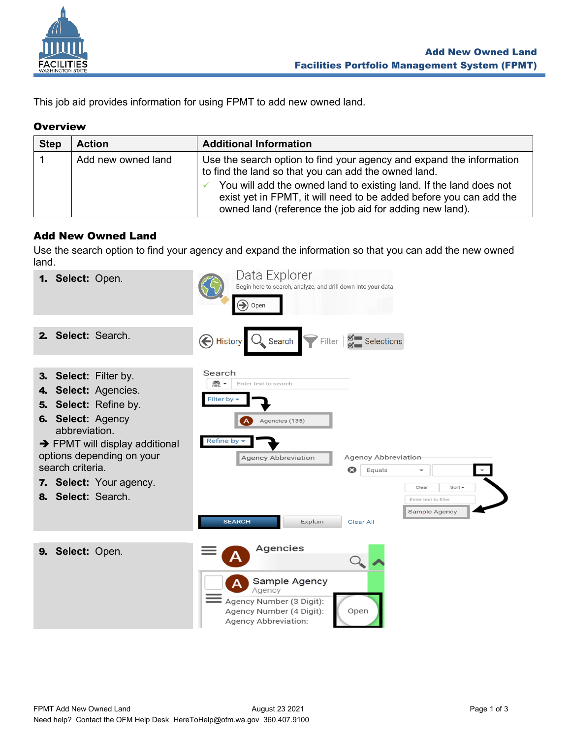# Add New Owned Land

## Facilities Portfolio Management System (FPMT)

This job aid provides information for using FPMT to add new owned land.

## Overview

| Step | Action | Additional Information |
|---|---|---|
| 1 | Add new owned land | Use the search option to find your agency and expand the information to find the land so that you can add the owned land. ✓ You will add the owned land to existing land. If the land does not exist yet in FPMT, it will need to be added before you can add the owned land (reference the job aid for adding new land). |

## Add New Owned Land

Use the search option to find your agency and expand the information so that you can add the new owned land.

1. **Select:** Open.
2. **Select:** Search.
3. **Select:** Filter by.
4. **Select:** Agencies.
5. **Select:** Refine by.
6. **Select:** Agency abbreviation.

→ FPMT will display additional options depending on your search criteria.

7. **Select:** Your agency.
8. **Select:** Search.
9. **Select:** Open.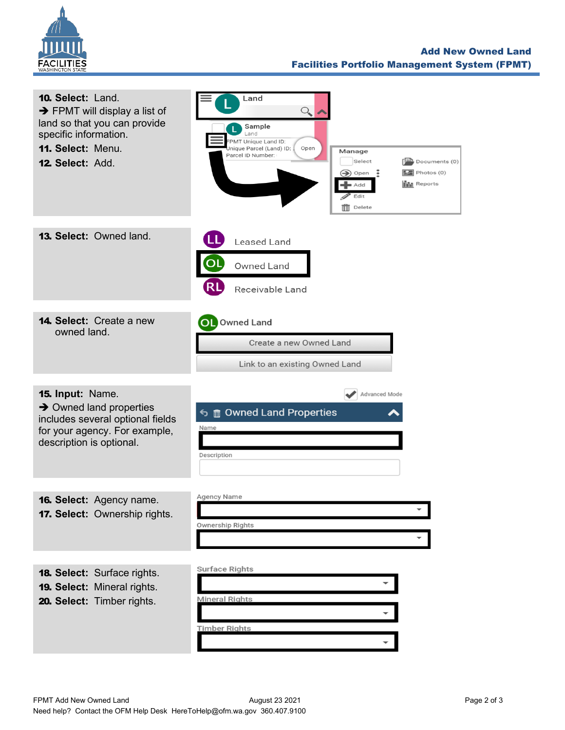**10. Select:** Land.

➔ FPMT will display a list of land so that you can provide specific information.

**11. Select:** Menu.

**12. Select:** Add.

**13. Select:** Owned land.

**14. Select:** Create a new owned land.

**15. Input:** Name.

➔ Owned land properties includes several optional fields for your agency. For example, description is optional.

**16. Select:** Agency name.

**17. Select:** Ownership rights.

**18. Select:** Surface rights.

**19. Select:** Mineral rights.

**20. Select:** Timber rights.

FPMT Add New Owned Land August 23 2021

Need help? Contact the OFM Help Desk HereToHelp@ofm.wa.gov 360.407.9100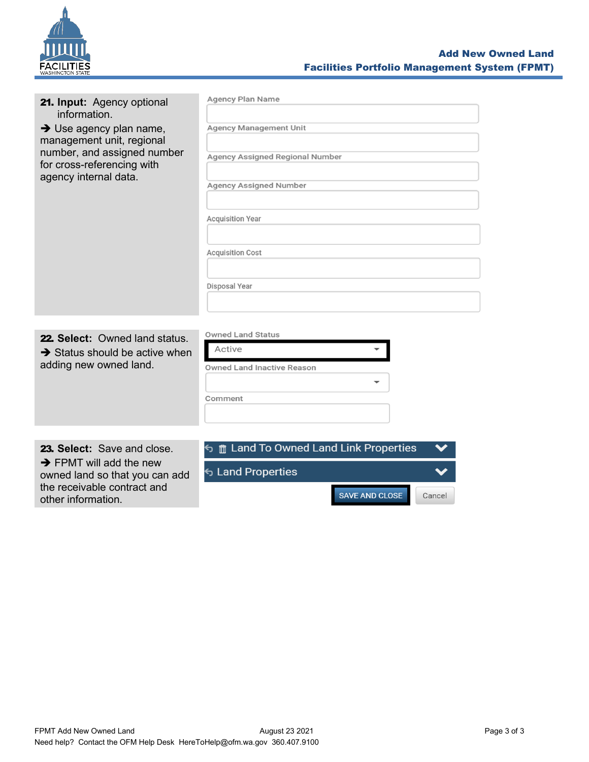**21. Input:** Agency optional information.

➔ Use agency plan name, management unit, regional number, and assigned number for cross-referencing with agency internal data.

Agency Plan Name

Agency Management Unit

Agency Assigned Regional Number

Agency Assigned Number

Acquisition Year

Acquisition Cost

Disposal Year

**22. Select:** Owned land status.

➔ Status should be active when adding new owned land.

Owned Land Status

Active

Owned Land Inactive Reason

Comment

**23. Select:** Save and close.

➔ FPMT will add the new owned land so that you can add the receivable contract and other information.

Land To Owned Land Link Properties

Land Properties

SAVE AND CLOSE

Cancel